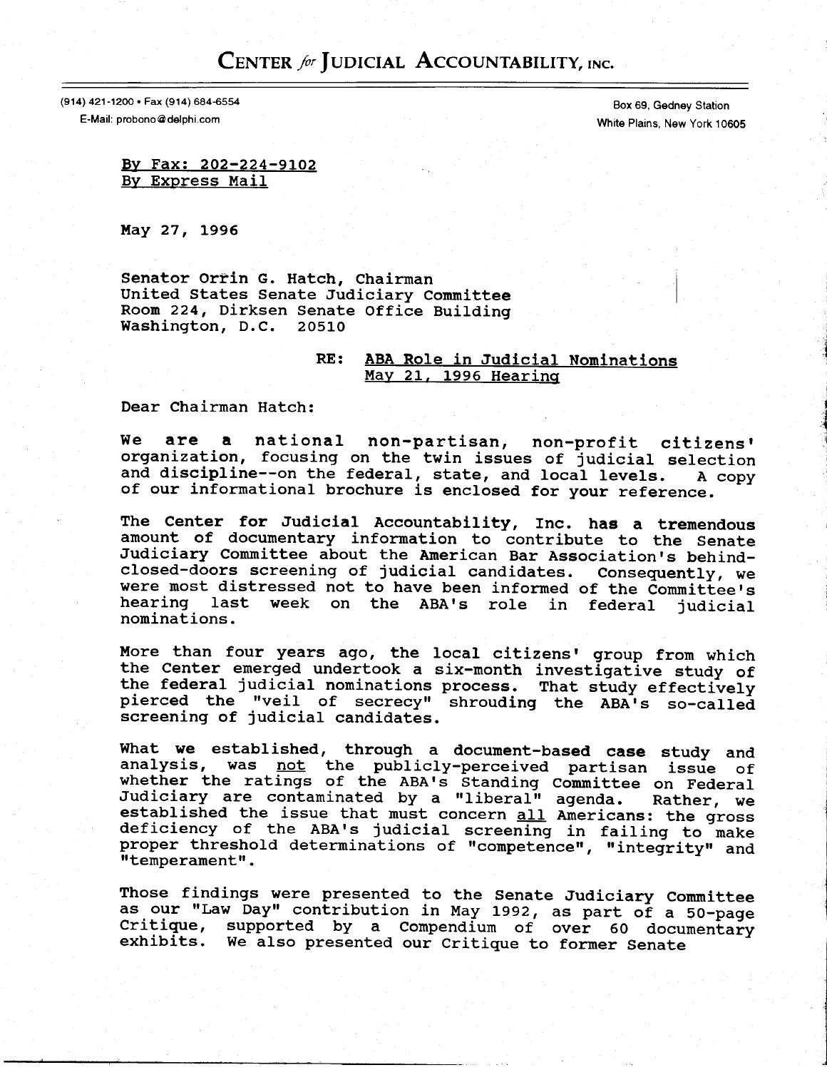# CENTER *for* JUDICIAL ACCOUNTABILITY, INC.

(914) 421-1200 • Fax (914) 684-6554
E-Mail: probono@delphi.com

Box 69, Gedney Station
White Plains, New York 10605

By Fax: 202-224-9102
By Express Mail

May 27, 1996

Senator Orrin G. Hatch, Chairman
United States Senate Judiciary Committee
Room 224, Dirksen Senate Office Building
Washington, D.C. 20510

RE: ABA Role in Judicial Nominations
May 21, 1996 Hearing

Dear Chairman Hatch:

We are a national non-partisan, non-profit citizens' organization, focusing on the twin issues of judicial selection and discipline--on the federal, state, and local levels. A copy of our informational brochure is enclosed for your reference.

The Center for Judicial Accountability, Inc. has a tremendous amount of documentary information to contribute to the Senate Judiciary Committee about the American Bar Association's behind-closed-doors screening of judicial candidates. Consequently, we were most distressed not to have been informed of the Committee's hearing last week on the ABA's role in federal judicial nominations.

More than four years ago, the local citizens' group from which the Center emerged undertook a six-month investigative study of the federal judicial nominations process. That study effectively pierced the "veil of secrecy" shrouding the ABA's so-called screening of judicial candidates.

What we established, through a document-based case study and analysis, was not the publicly-perceived partisan issue of whether the ratings of the ABA's Standing Committee on Federal Judiciary are contaminated by a "liberal" agenda. Rather, we established the issue that must concern all Americans: the gross deficiency of the ABA's judicial screening in failing to make proper threshold determinations of "competence", "integrity" and "temperament".

Those findings were presented to the Senate Judiciary Committee as our "Law Day" contribution in May 1992, as part of a 50-page Critique, supported by a Compendium of over 60 documentary exhibits. We also presented our Critique to former Senate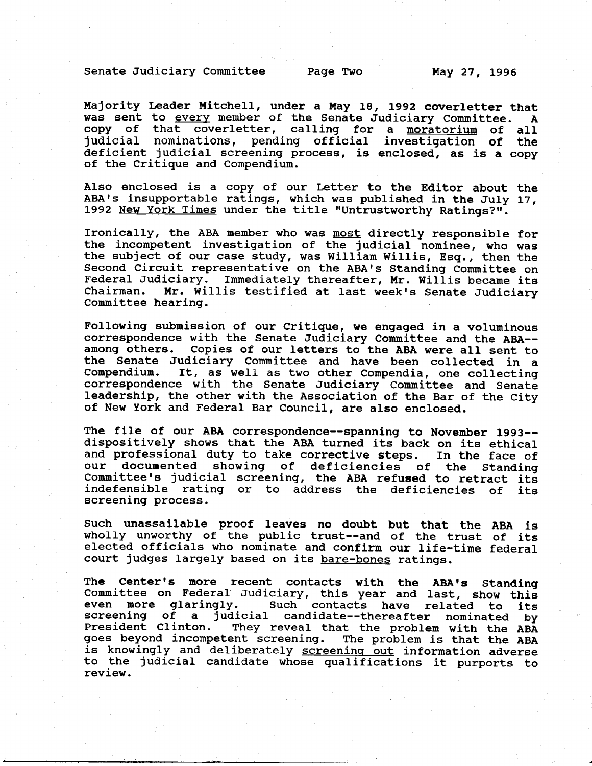Majority Leader Mitchell, under a May 18, 1992 coverletter that was sent to every member of the Senate Judiciary Committee. A copy of that coverletter, calling for a moratorium of all judicial nominations, pending official investigation of the deficient judicial screening process, is enclosed, as is a copy of the Critique and Compendium.

Also enclosed is a copy of our Letter to the Editor about the ABA's insupportable ratings, which was published in the July 17, 1992 New York Times under the title "Untrustworthy Ratings?".

Ironically, the ABA member who was most directly responsible for the incompetent investigation of the judicial nominee, who was the subject of our case study, was William Willis, Esq., then the Second Circuit representative on the ABA's Standing Committee on Federal Judiciary. Immediately thereafter, Mr. Willis became its Chairman. Mr. Willis testified at last week's Senate Judiciary Committee hearing.

Following submission of our Critique, we engaged in a voluminous correspondence with the Senate Judiciary Committee and the ABA--among others. Copies of our letters to the ABA were all sent to the Senate Judiciary Committee and have been collected in a Compendium. It, as well as two other Compendia, one collecting correspondence with the Senate Judiciary Committee and Senate leadership, the other with the Association of the Bar of the City of New York and Federal Bar Council, are also enclosed.

The file of our ABA correspondence--spanning to November 1993--dispositively shows that the ABA turned its back on its ethical and professional duty to take corrective steps. In the face of our documented showing of deficiencies of the Standing Committee's judicial screening, the ABA refused to retract its indefensible rating or to address the deficiencies of its screening process.

Such unassailable proof leaves no doubt but that the ABA is wholly unworthy of the public trust--and of the trust of its elected officials who nominate and confirm our life-time federal court judges largely based on its bare-bones ratings.

The Center's more recent contacts with the ABA's Standing Committee on Federal Judiciary, this year and last, show this even more glaringly. Such contacts have related to its screening of a judicial candidate--thereafter nominated by President Clinton. They reveal that the problem with the ABA goes beyond incompetent screening. The problem is that the ABA is knowingly and deliberately screening out information adverse to the judicial candidate whose qualifications it purports to review.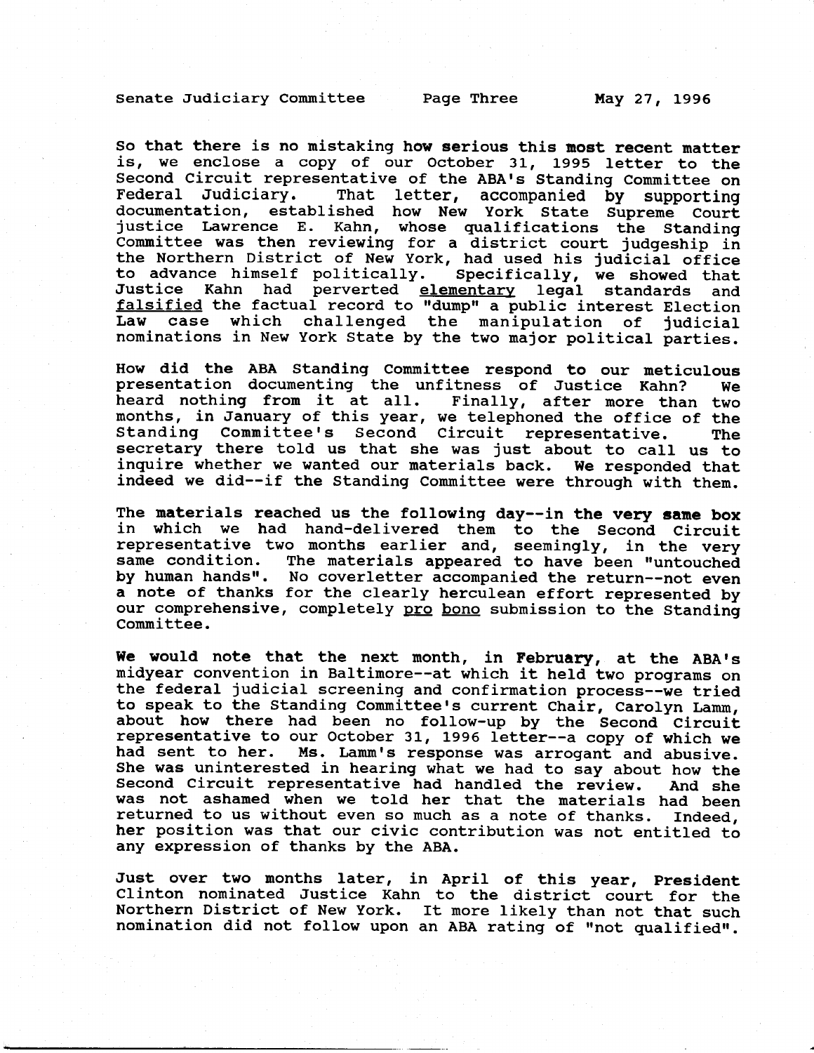So that there is no mistaking **how serious this most recent** matter is, we enclose a copy of our October 31, 1995 letter to the Second Circuit representative of the ABA's Standing Committee on Federal Judiciary. That letter, accompanied by supporting documentation, established how New York State Supreme Court justice Lawrence E. Kahn, whose qualifications the Standing Committee was then reviewing for a district court judgeship in the Northern District of New York, had used his judicial office to advance himself politically. Specifically, we showed that Justice Kahn had perverted _elementary_ legal standards and _falsified_ the factual record to "dump" a public interest Election Law case which challenged the manipulation of judicial nominations in New York State by the two major political parties.

How did the ABA Standing Committee respond to our meticulous presentation documenting the unfitness of Justice Kahn? We heard nothing from it at all. Finally, after more than two months, in January of this year, we telephoned the office of the Standing Committee's Second Circuit representative. The secretary there told us that she was just about to call us to inquire whether we wanted our materials back. We responded that indeed we did--if the Standing Committee were through with them.

The materials reached us the following day--in the **very same box** in which we had hand-delivered them to the Second Circuit representative two months earlier and, seemingly, in the very same condition. The materials appeared to have been "untouched by human hands". No coverletter accompanied the return--not even a note of thanks for the clearly herculean effort represented by our comprehensive, completely _pro bono_ submission to the Standing Committee.

**We would note that the next month, in February,** at the ABA's midyear convention in Baltimore--at which it held two programs on the federal judicial screening and confirmation process--we tried to speak to the Standing Committee's current Chair, Carolyn Lamm, about how there had been no follow-up by the Second Circuit representative to our October 31, 1996 letter--a copy of which we had sent to her. Ms. Lamm's response was arrogant and abusive. She was uninterested in hearing what we had to say about how the Second Circuit representative had handled the review. And she was not ashamed when we told her that the materials had been returned to us without even so much as a note of thanks. Indeed, her position was that our civic contribution was not entitled to any expression of thanks by the ABA.

Just over two months later, in April of this year, President Clinton nominated Justice Kahn to the district court for the Northern District of New York. It more likely than not that such nomination did not follow upon an ABA rating of "not qualified".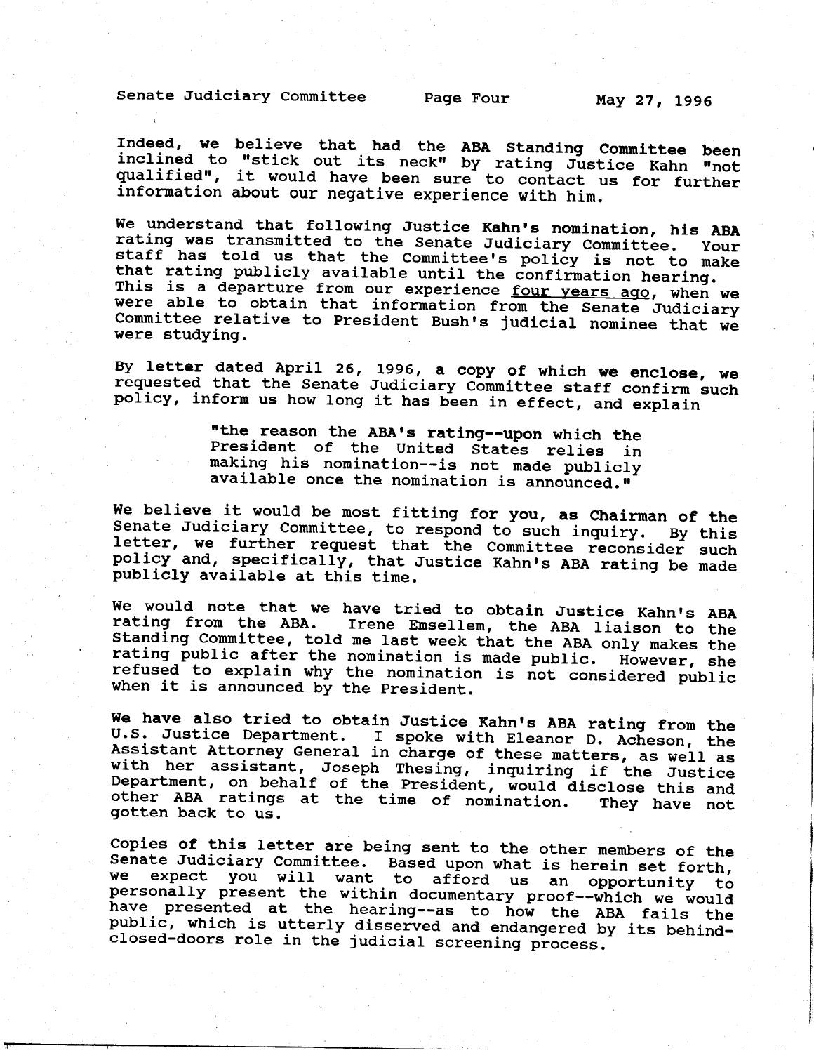Indeed, we believe that had the ABA Standing Committee been inclined to "stick out its neck" by rating Justice Kahn "not qualified", it would have been sure to contact us for further information about our negative experience with him.

We understand that following Justice Kahn's nomination, his ABA rating was transmitted to the Senate Judiciary Committee. Your staff has told us that the Committee's policy is not to make that rating publicly available until the confirmation hearing. This is a departure from our experience four years ago, when we were able to obtain that information from the Senate Judiciary Committee relative to President Bush's judicial nominee that we were studying.

By letter dated April 26, 1996, a copy of which we enclose, we requested that the Senate Judiciary Committee staff confirm such policy, inform us how long it has been in effect, and explain

> "the reason the ABA's rating--upon which the President of the United States relies in making his nomination--is not made publicly available once the nomination is announced."

We believe it would be most fitting for you, as Chairman of the Senate Judiciary Committee, to respond to such inquiry. By this letter, we further request that the Committee reconsider such policy and, specifically, that Justice Kahn's ABA rating be made publicly available at this time.

We would note that we have tried to obtain Justice Kahn's ABA rating from the ABA. Irene Emsellem, the ABA liaison to the Standing Committee, told me last week that the ABA only makes the rating public after the nomination is made public. However, she refused to explain why the nomination is not considered public when it is announced by the President.

We have also tried to obtain Justice Kahn's ABA rating from the U.S. Justice Department. I spoke with Eleanor D. Acheson, the Assistant Attorney General in charge of these matters, as well as with her assistant, Joseph Thesing, inquiring if the Justice Department, on behalf of the President, would disclose this and other ABA ratings at the time of nomination. They have not gotten back to us.

Copies of this letter are being sent to the other members of the Senate Judiciary Committee. Based upon what is herein set forth, we expect you will want to afford us an opportunity to personally present the within documentary proof--which we would have presented at the hearing--as to how the ABA fails the public, which is utterly disserved and endangered by its behind-closed-doors role in the judicial screening process.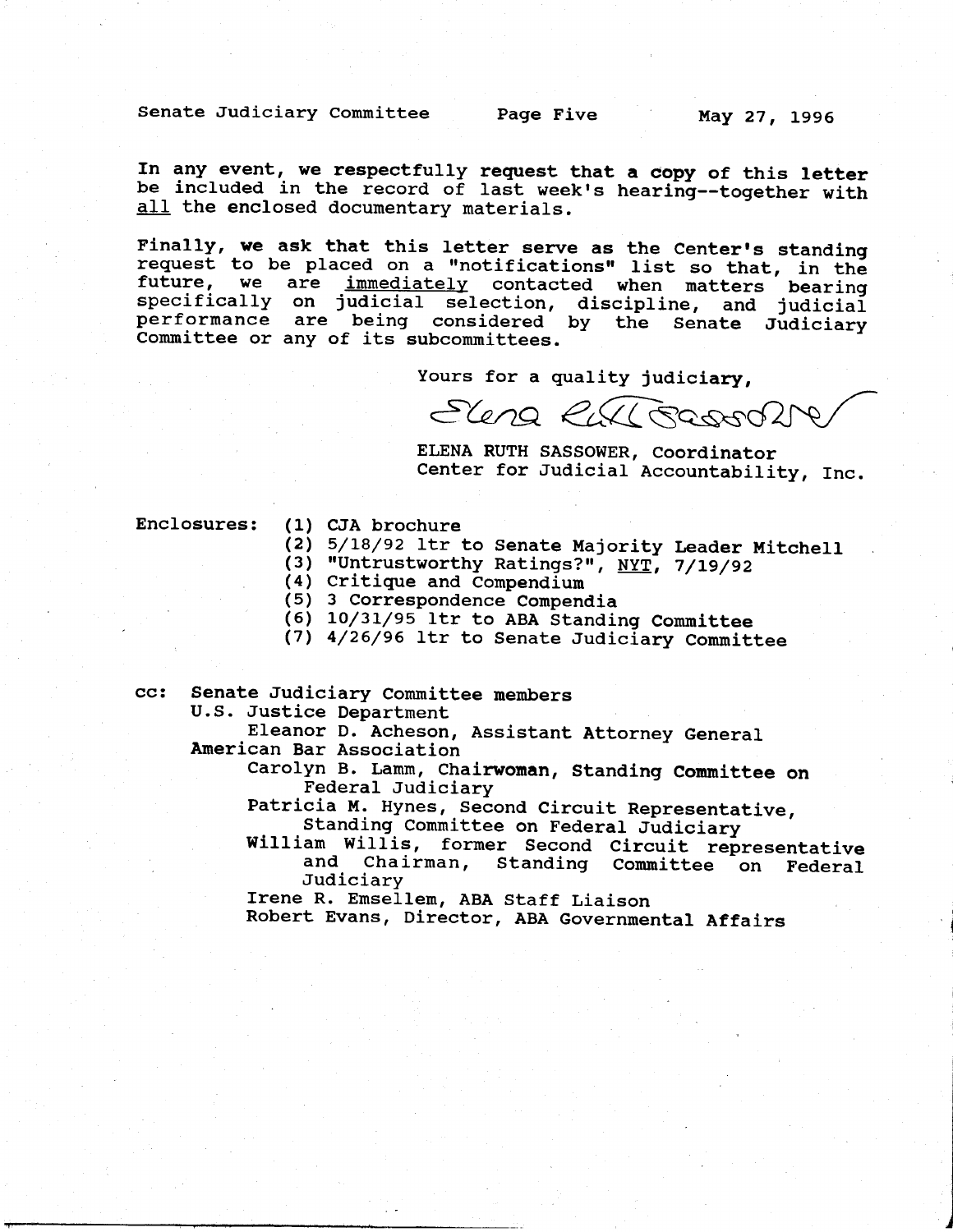In any event, we respectfully request that a copy of this letter be included in the record of last week's hearing--together with all the enclosed documentary materials.

Finally, we ask that this letter serve as the Center's standing request to be placed on a "notifications" list so that, in the future, we are immediately contacted when matters bearing specifically on judicial selection, discipline, and judicial performance are being considered by the Senate Judiciary Committee or any of its subcommittees.

Yours for a quality judiciary,

Elena Ruth Sassower

ELENA RUTH SASSOWER, Coordinator
Center for Judicial Accountability, Inc.

Enclosures:
(1) CJA brochure
(2) 5/18/92 ltr to Senate Majority Leader Mitchell
(3) "Untrustworthy Ratings?", NYT, 7/19/92
(4) Critique and Compendium
(5) 3 Correspondence Compendia
(6) 10/31/95 ltr to ABA Standing Committee
(7) 4/26/96 ltr to Senate Judiciary Committee

cc: Senate Judiciary Committee members
U.S. Justice Department
Eleanor D. Acheson, Assistant Attorney General
American Bar Association
Carolyn B. Lamm, Chairwoman, Standing Committee on Federal Judiciary
Patricia M. Hynes, Second Circuit Representative, Standing Committee on Federal Judiciary
William Willis, former Second Circuit representative and Chairman, Standing Committee on Federal Judiciary
Irene R. Emsellem, ABA Staff Liaison
Robert Evans, Director, ABA Governmental Affairs